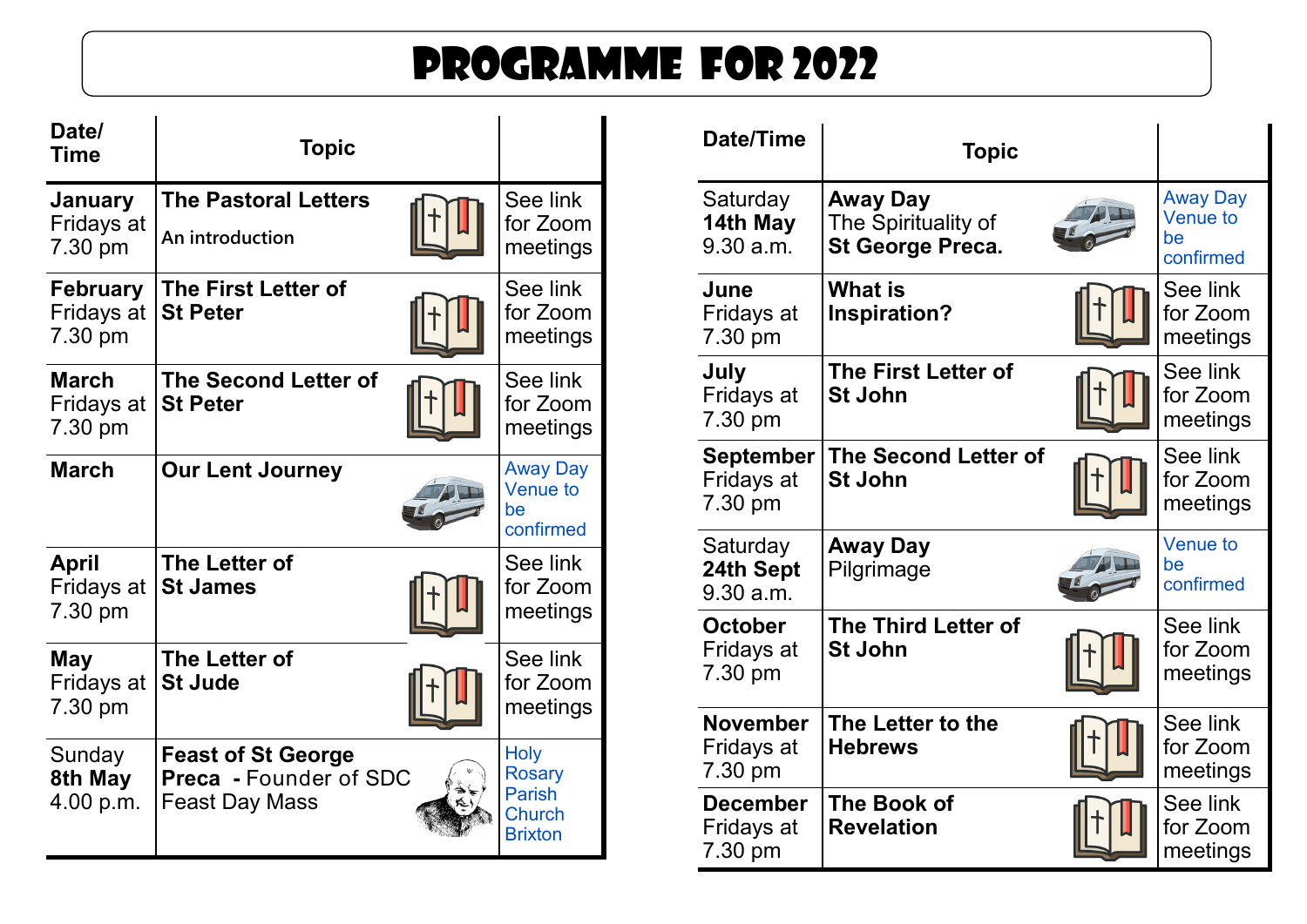# PROGRAMME FOR 2022

| Date/ Time | Topic | |
|---|---|---|
| **January** Fridays at 7.30 pm | **The Pastoral Letters** An introduction | See link for Zoom meetings |
| **February** Fridays at 7.30 pm | **The First Letter of St Peter** | See link for Zoom meetings |
| **March** Fridays at 7.30 pm | **The Second Letter of St Peter** | See link for Zoom meetings |
| **March** | **Our Lent Journey** | Away Day Venue to be confirmed |
| **April** Fridays at 7.30 pm | **The Letter of St James** | See link for Zoom meetings |
| **May** Fridays at 7.30 pm | **The Letter of St Jude** | See link for Zoom meetings |
| Sunday **8th May** 4.00 p.m. | **Feast of St George Preca -** Founder of SDC Feast Day Mass | Holy Rosary Parish Church Brixton |

| Date/Time | Topic | |
|---|---|---|
| Saturday **14th May** 9.30 a.m. | **Away Day** The Spirituality of **St George Preca.** | Away Day Venue to be confirmed |
| **June** Fridays at 7.30 pm | **What is Inspiration?** | See link for Zoom meetings |
| **July** Fridays at 7.30 pm | **The First Letter of St John** | See link for Zoom meetings |
| **September** Fridays at 7.30 pm | **The Second Letter of St John** | See link for Zoom meetings |
| Saturday **24th Sept** 9.30 a.m. | **Away Day** Pilgrimage | Venue to be confirmed |
| **October** Fridays at 7.30 pm | **The Third Letter of St John** | See link for Zoom meetings |
| **November** Fridays at 7.30 pm | **The Letter to the Hebrews** | See link for Zoom meetings |
| **December** Fridays at 7.30 pm | **The Book of Revelation** | See link for Zoom meetings |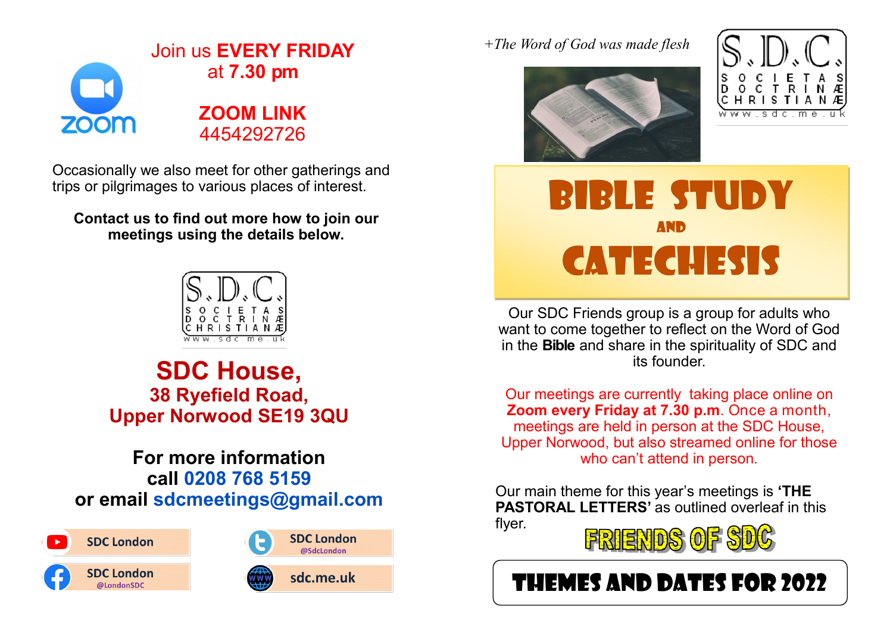Join us **EVERY FRIDAY** at **7.30 pm**

**ZOOM LINK**
4454292726

Occasionally we also meet for other gatherings and trips or pilgrimages to various places of interest.

**Contact us to find out more how to join our meetings using the details below.**

S.D.C.
SOCIETAS DOCTRINÆ CHRISTIANÆ
www.sdc.me.uk

## SDC House,
### 38 Ryefield Road, Upper Norwood SE19 3QU

**For more information call 0208 768 5159 or email sdcmeetings@gmail.com**

SDC London

SDC London @LondonSDC

SDC London @SdcLondon

sdc.me.uk

*+The Word of God was made flesh*

S.D.C.
SOCIETAS DOCTRINÆ CHRISTIANÆ
www.sdc.me.uk

# BIBLE STUDY AND CATECHESIS

Our SDC Friends group is a group for adults who want to come together to reflect on the Word of God in the **Bible** and share in the spirituality of SDC and its founder.

Our meetings are currently taking place online on **Zoom every Friday at 7.30 p.m**. Once a month, meetings are held in person at the SDC House, Upper Norwood, but also streamed online for those who can't attend in person.

Our main theme for this year's meetings is **'THE PASTORAL LETTERS'** as outlined overleaf in this flyer.

## FRIENDS OF SDC

## THEMES AND DATES FOR 2022